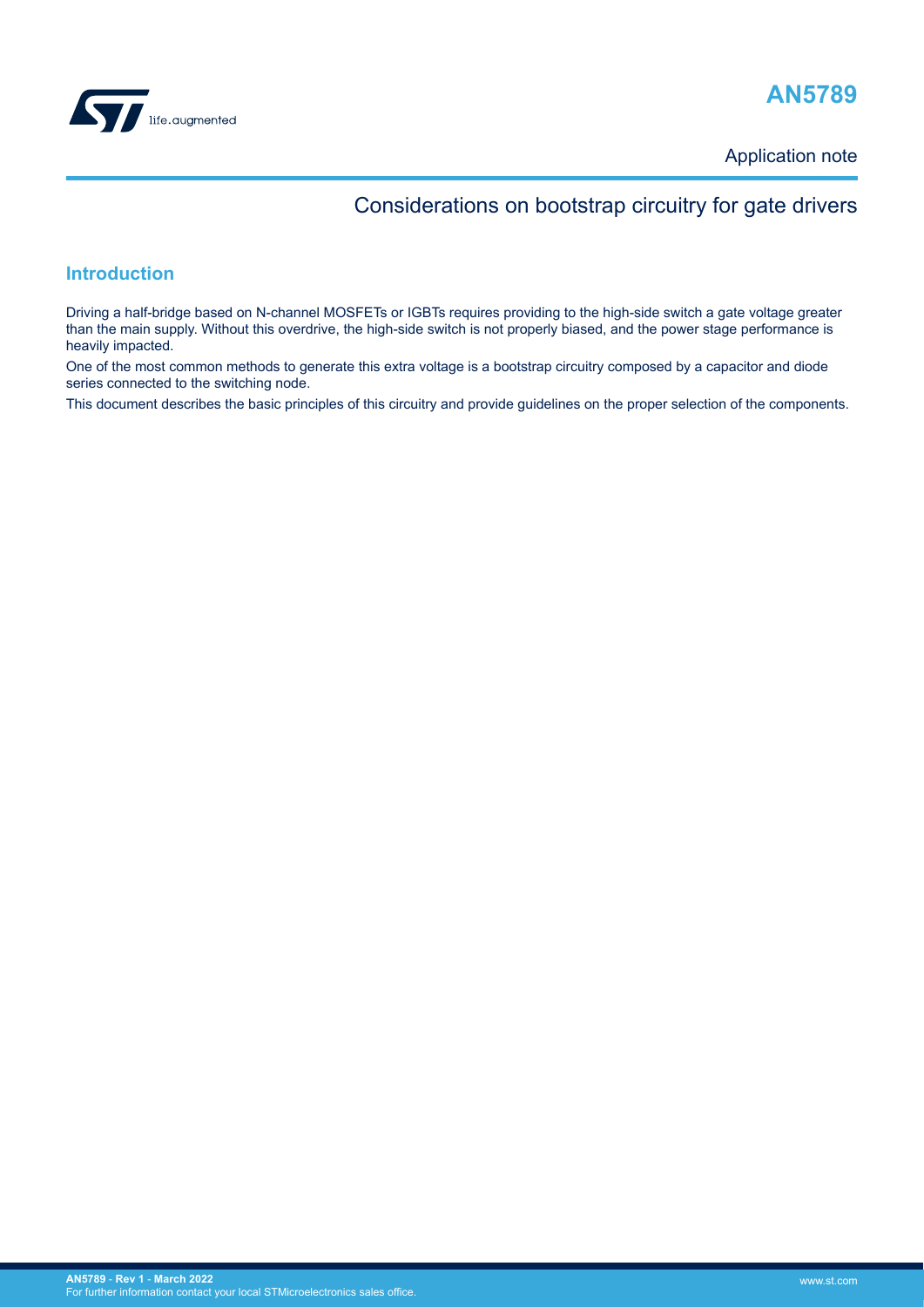# AN5789

Application note

## Considerations on bootstrap circuitry for gate drivers

### Introduction

Driving a half-bridge based on N-channel MOSFETs or IGBTs requires providing to the high-side switch a gate voltage greater than the main supply. Without this overdrive, the high-side switch is not properly biased, and the power stage performance is heavily impacted.

One of the most common methods to generate this extra voltage is a bootstrap circuitry composed by a capacitor and diode series connected to the switching node.

This document describes the basic principles of this circuitry and provide guidelines on the proper selection of the components.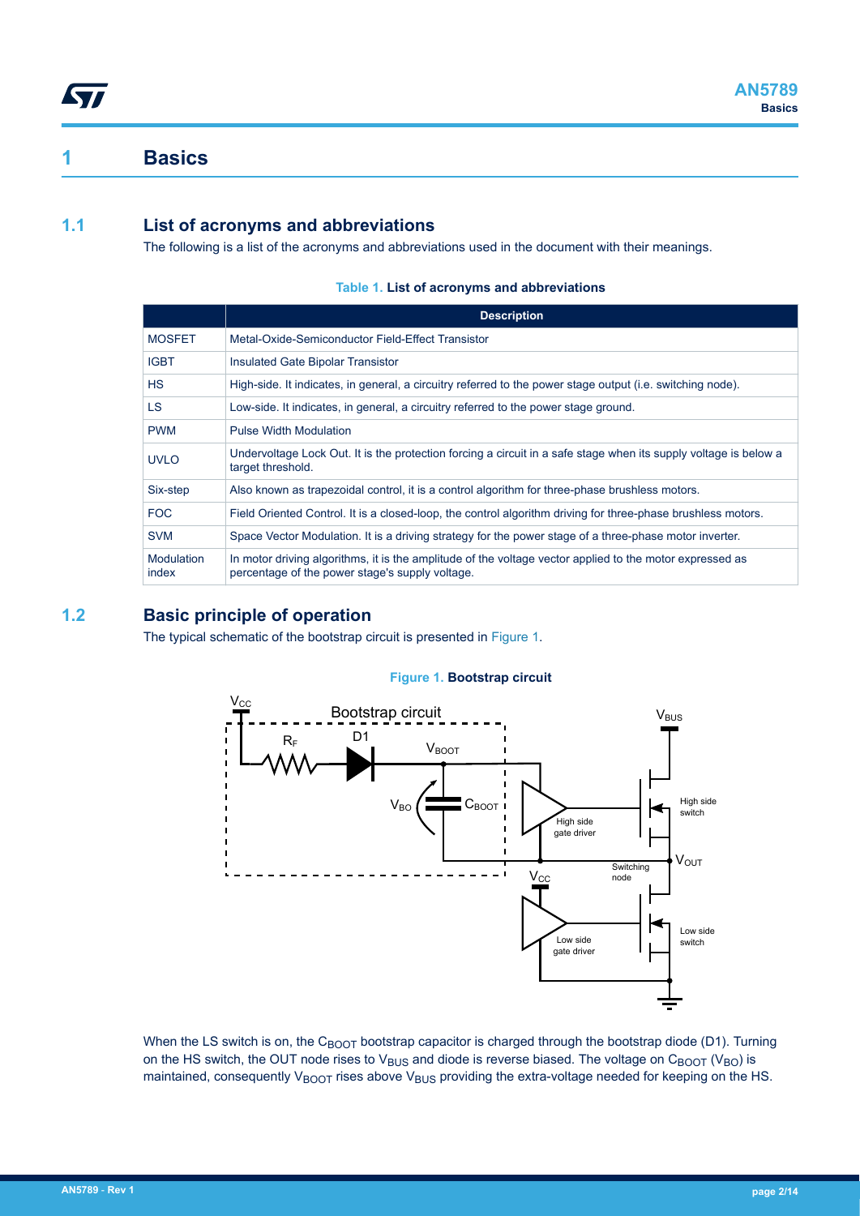# 1 Basics

## 1.1 List of acronyms and abbreviations

The following is a list of the acronyms and abbreviations used in the document with their meanings.

**Table 1. List of acronyms and abbreviations**

| | Description |
|---|---|
| MOSFET | Metal-Oxide-Semiconductor Field-Effect Transistor |
| IGBT | Insulated Gate Bipolar Transistor |
| HS | High-side. It indicates, in general, a circuitry referred to the power stage output (i.e. switching node). |
| LS | Low-side. It indicates, in general, a circuitry referred to the power stage ground. |
| PWM | Pulse Width Modulation |
| UVLO | Undervoltage Lock Out. It is the protection forcing a circuit in a safe stage when its supply voltage is below a target threshold. |
| Six-step | Also known as trapezoidal control, it is a control algorithm for three-phase brushless motors. |
| FOC | Field Oriented Control. It is a closed-loop, the control algorithm driving for three-phase brushless motors. |
| SVM | Space Vector Modulation. It is a driving strategy for the power stage of a three-phase motor inverter. |
| Modulation index | In motor driving algorithms, it is the amplitude of the voltage vector applied to the motor expressed as percentage of the power stage's supply voltage. |

## 1.2 Basic principle of operation

The typical schematic of the bootstrap circuit is presented in Figure 1.

**Figure 1. Bootstrap circuit**

When the LS switch is on, the $C_{BOOT}$ bootstrap capacitor is charged through the bootstrap diode (D1). Turning on the HS switch, the OUT node rises to $V_{BUS}$ and diode is reverse biased. The voltage on $C_{BOOT}$ ($V_{BO}$) is maintained, consequently $V_{BOOT}$ rises above $V_{BUS}$ providing the extra-voltage needed for keeping on the HS.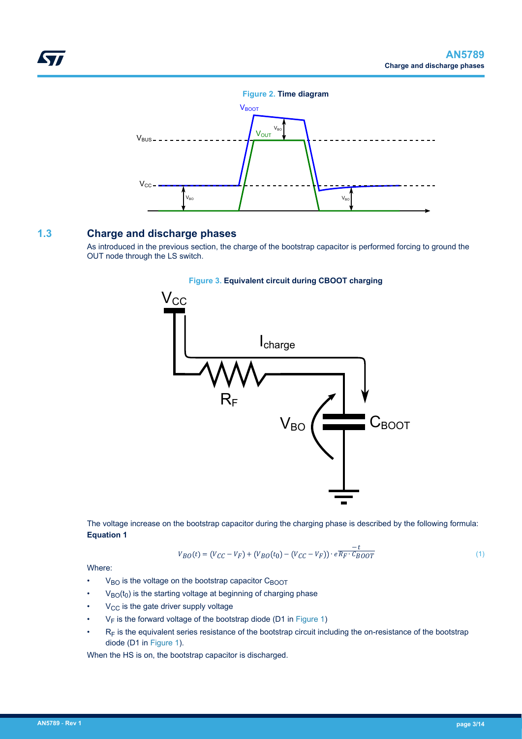**Figure 2.** Time diagram

## 1.3 Charge and discharge phases

As introduced in the previous section, the charge of the bootstrap capacitor is performed forcing to ground the OUT node through the LS switch.

**Figure 3.** Equivalent circuit during CBOOT charging

The voltage increase on the bootstrap capacitor during the charging phase is described by the following formula:

**Equation 1**

$$V_{BO}(t) = (V_{CC} - V_F) + (V_{BO}(t_0) - (V_{CC} - V_F)) \cdot e^{\frac{-t}{R_F \cdot C_{BOOT}}} \quad (1)$$

Where:

- $V_{BO}$ is the voltage on the bootstrap capacitor $C_{BOOT}$
- $V_{BO}(t_0)$ is the starting voltage at beginning of charging phase
- $V_{CC}$ is the gate driver supply voltage
- $V_F$ is the forward voltage of the bootstrap diode (D1 in Figure 1)
- $R_F$ is the equivalent series resistance of the bootstrap circuit including the on-resistance of the bootstrap diode (D1 in Figure 1).

When the HS is on, the bootstrap capacitor is discharged.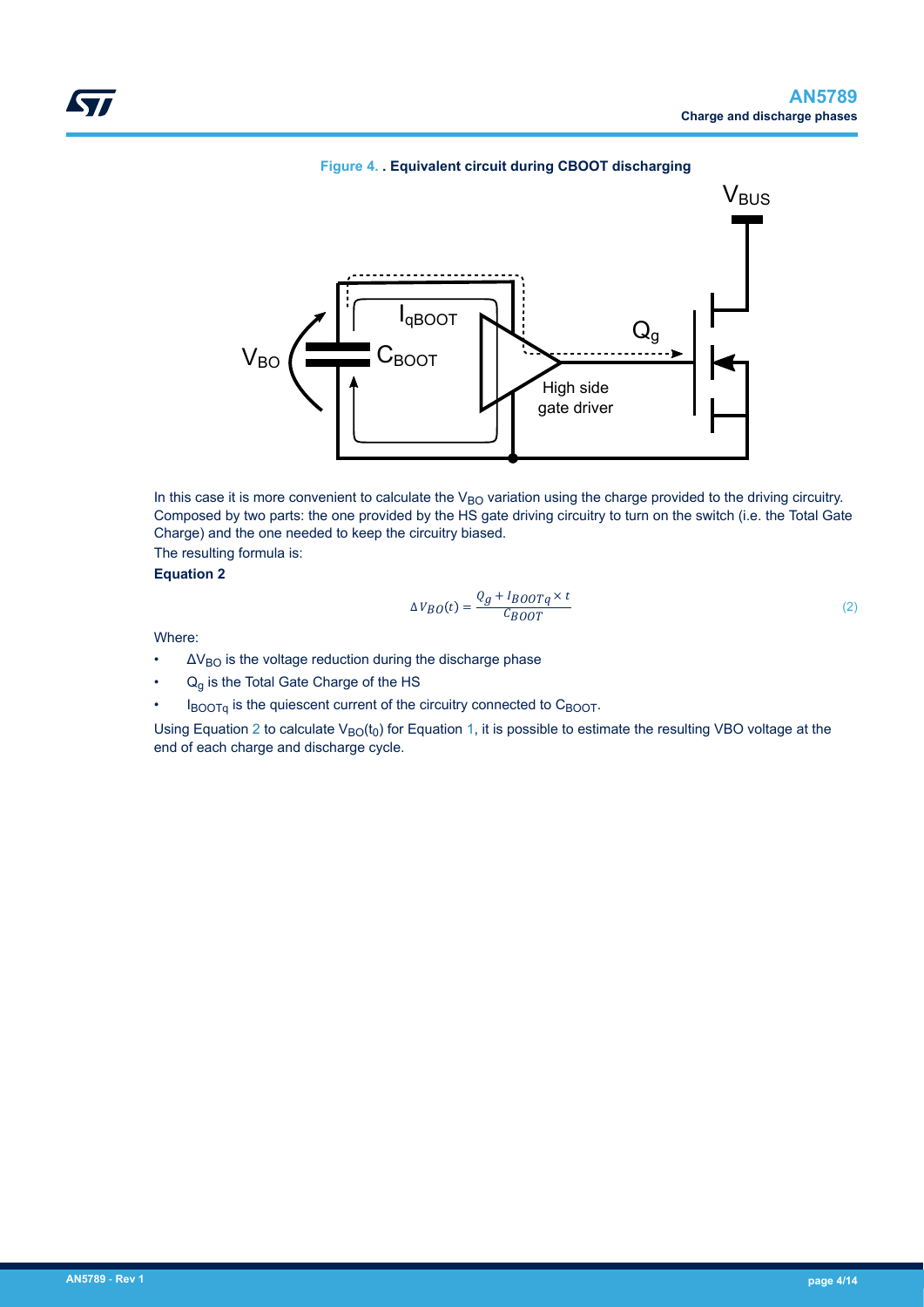Figure 4. . Equivalent circuit during CBOOT discharging

In this case it is more convenient to calculate the $V_{BO}$ variation using the charge provided to the driving circuitry. Composed by two parts: the one provided by the HS gate driving circuitry to turn on the switch (i.e. the Total Gate Charge) and the one needed to keep the circuitry biased.

The resulting formula is:

**Equation 2**

$$\Delta V_{BO}(t) = \frac{Q_g + I_{BOOTq} \times t}{C_{BOOT}} \tag{2}$$

Where:

- $\Delta V_{BO}$ is the voltage reduction during the discharge phase
- $Q_g$ is the Total Gate Charge of the HS
- $I_{BOOTq}$ is the quiescent current of the circuitry connected to $C_{BOOT}$.

Using Equation 2 to calculate $V_{BO}(t_0)$ for Equation 1, it is possible to estimate the resulting VBO voltage at the end of each charge and discharge cycle.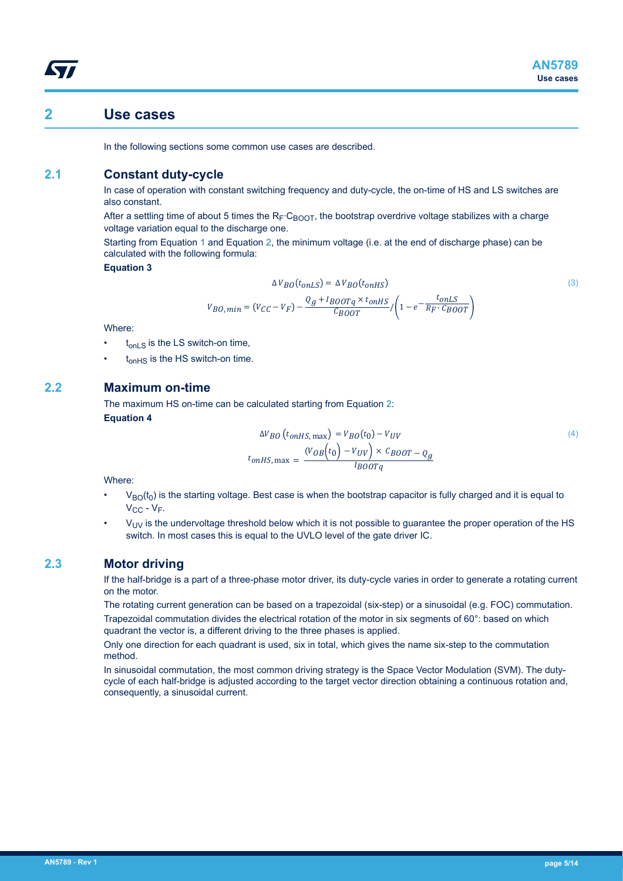# 2 Use cases

In the following sections some common use cases are described.

## 2.1 Constant duty-cycle

In case of operation with constant switching frequency and duty-cycle, the on-time of HS and LS switches are also constant.

After a settling time of about 5 times the $R_F \cdot C_{BOOT}$, the bootstrap overdrive voltage stabilizes with a charge voltage variation equal to the discharge one.

Starting from Equation 1 and Equation 2, the minimum voltage (i.e. at the end of discharge phase) can be calculated with the following formula:

**Equation 3**

$$\Delta V_{BO}(t_{onLS}) = \Delta V_{BO}(t_{onHS})$$
$$V_{BO,min} = (V_{CC} - V_F) - \frac{Q_g + I_{BOOTq} \times t_{onHS}}{C_{BOOT}} / \left(1 - e^{-\frac{t_{onLS}}{R_F \cdot C_{BOOT}}}\right) \quad (3)$$

Where:

- $t_{onLS}$ is the LS switch-on time,
- $t_{onHS}$ is the HS switch-on time.

## 2.2 Maximum on-time

The maximum HS on-time can be calculated starting from Equation 2:

**Equation 4**

$$\Delta V_{BO}\left(t_{onHS,\max}\right) = V_{BO}(t_0) - V_{UV}$$
$$t_{onHS,\max} = \frac{\left(V_{OB}\left(t_0\right) - V_{UV}\right) \times C_{BOOT} - Q_g}{I_{BOOTq}} \quad (4)$$

Where:

- $V_{BO}(t_0)$ is the starting voltage. Best case is when the bootstrap capacitor is fully charged and it is equal to $V_{CC}$ - $V_F$.
- $V_{UV}$ is the undervoltage threshold below which it is not possible to guarantee the proper operation of the HS switch. In most cases this is equal to the UVLO level of the gate driver IC.

## 2.3 Motor driving

If the half-bridge is a part of a three-phase motor driver, its duty-cycle varies in order to generate a rotating current on the motor.

The rotating current generation can be based on a trapezoidal (six-step) or a sinusoidal (e.g. FOC) commutation.

Trapezoidal commutation divides the electrical rotation of the motor in six segments of 60°: based on which quadrant the vector is, a different driving to the three phases is applied.

Only one direction for each quadrant is used, six in total, which gives the name six-step to the commutation method.

In sinusoidal commutation, the most common driving strategy is the Space Vector Modulation (SVM). The duty-cycle of each half-bridge is adjusted according to the target vector direction obtaining a continuous rotation and, consequently, a sinusoidal current.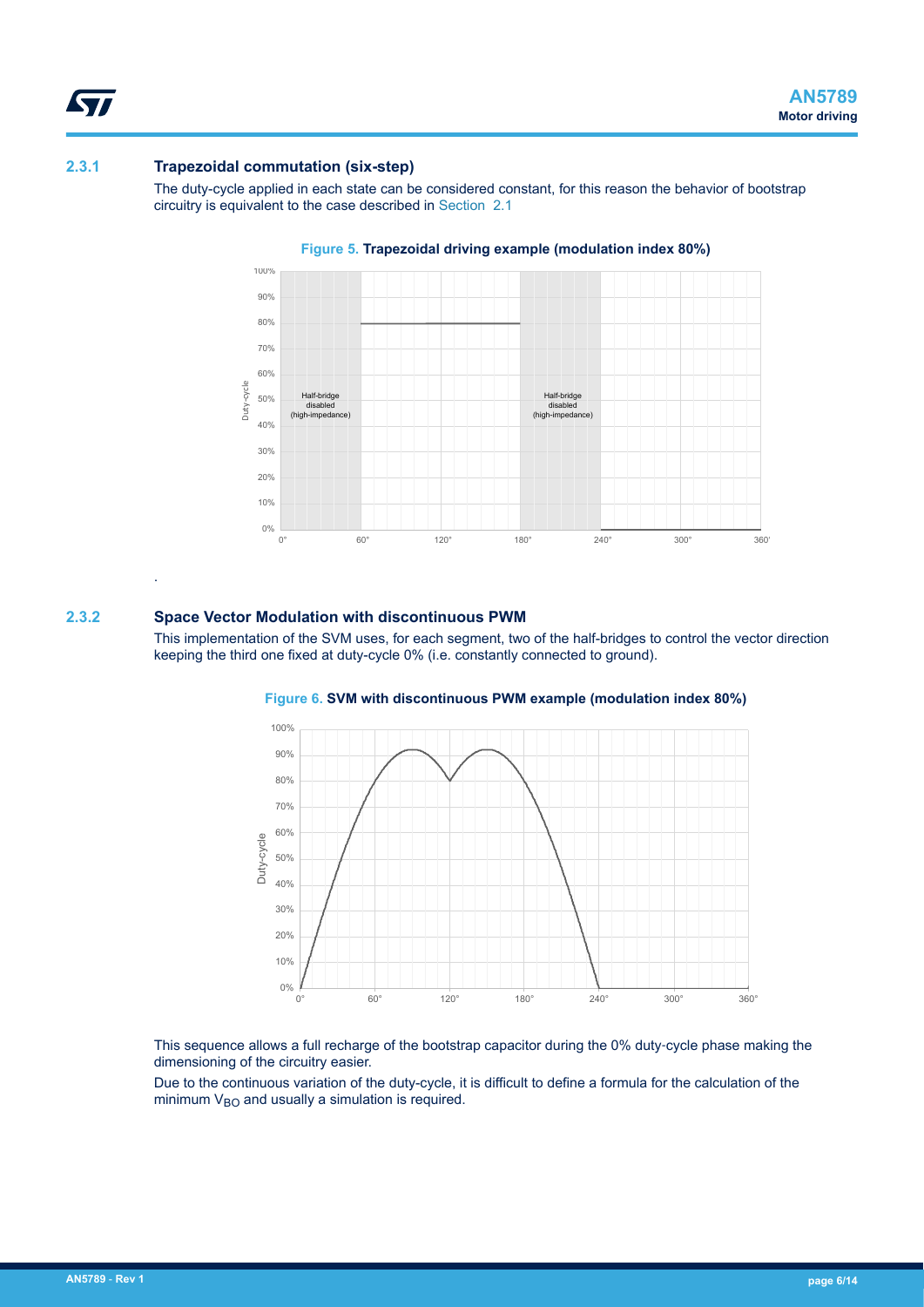### 2.3.1 Trapezoidal commutation (six-step)

The duty-cycle applied in each state can be considered constant, for this reason the behavior of bootstrap circuitry is equivalent to the case described in Section 2.1

**Figure 5. Trapezoidal driving example (modulation index 80%)**

### 2.3.2 Space Vector Modulation with discontinuous PWM

This implementation of the SVM uses, for each segment, two of the half-bridges to control the vector direction keeping the third one fixed at duty-cycle 0% (i.e. constantly connected to ground).

**Figure 6. SVM with discontinuous PWM example (modulation index 80%)**

This sequence allows a full recharge of the bootstrap capacitor during the 0% duty-cycle phase making the dimensioning of the circuitry easier.

Due to the continuous variation of the duty-cycle, it is difficult to define a formula for the calculation of the minimum $V_{BO}$ and usually a simulation is required.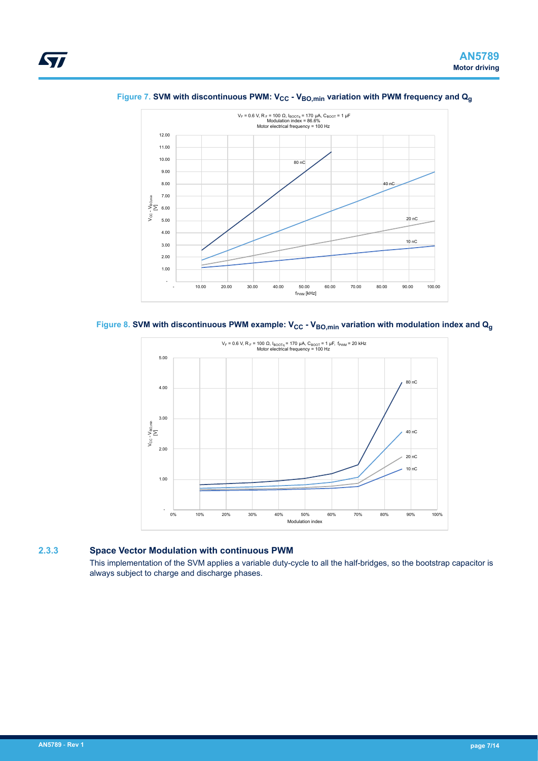Figure 7. SVM with discontinuous PWM: $V_{CC}$ - $V_{BO,min}$ variation with PWM frequency and $Q_g$

Figure 8. SVM with discontinuous PWM example: $V_{CC}$ - $V_{BO,min}$ variation with modulation index and $Q_g$

### 2.3.3 Space Vector Modulation with continuous PWM

This implementation of the SVM applies a variable duty-cycle to all the half-bridges, so the bootstrap capacitor is always subject to charge and discharge phases.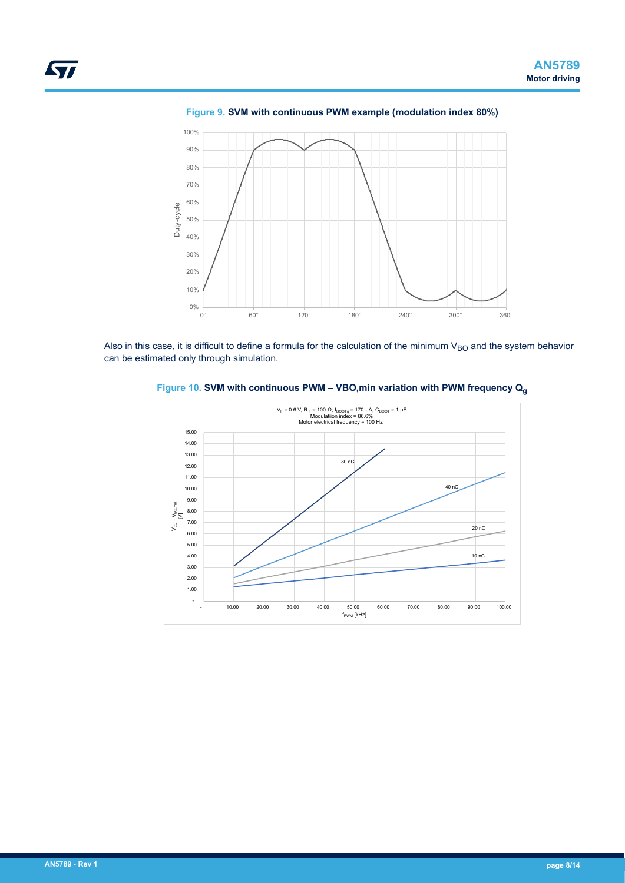**Figure 9.** **SVM with continuous PWM example (modulation index 80%)**

Also in this case, it is difficult to define a formula for the calculation of the minimum $V_{BO}$ and the system behavior can be estimated only through simulation.

**Figure 10.** **SVM with continuous PWM – VBO,min variation with PWM frequency $Q_g$**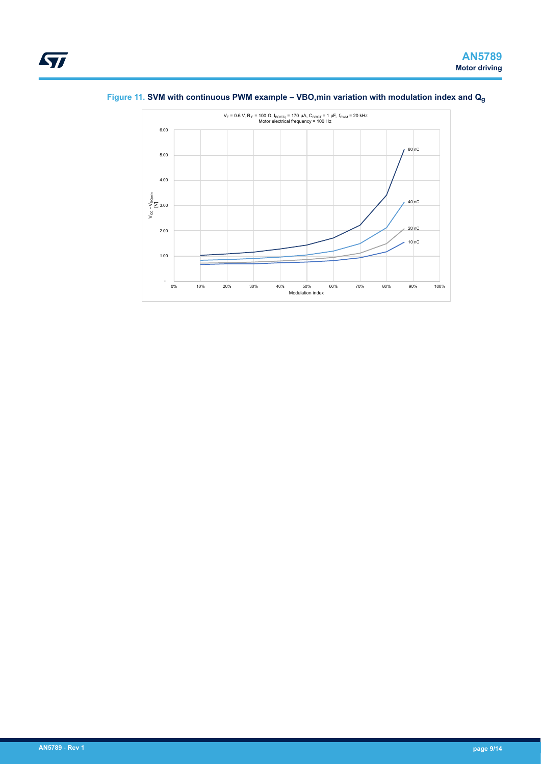**Figure 11.** SVM with continuous PWM example – VBO,min variation with modulation index and $Q_g$

$V_F$ = 0.6 V, $R_F$ = 100 Ω, $I_{BOOTq}$ = 170 μA, $C_{BOOT}$ = 1 μF, $f_{PWM}$ = 20 kHz
Motor electrical frequency = 100 Hz

$V_{CC} - V_{BO,min}$ [V]

Modulation index

80 nC, 40 nC, 20 nC, 10 nC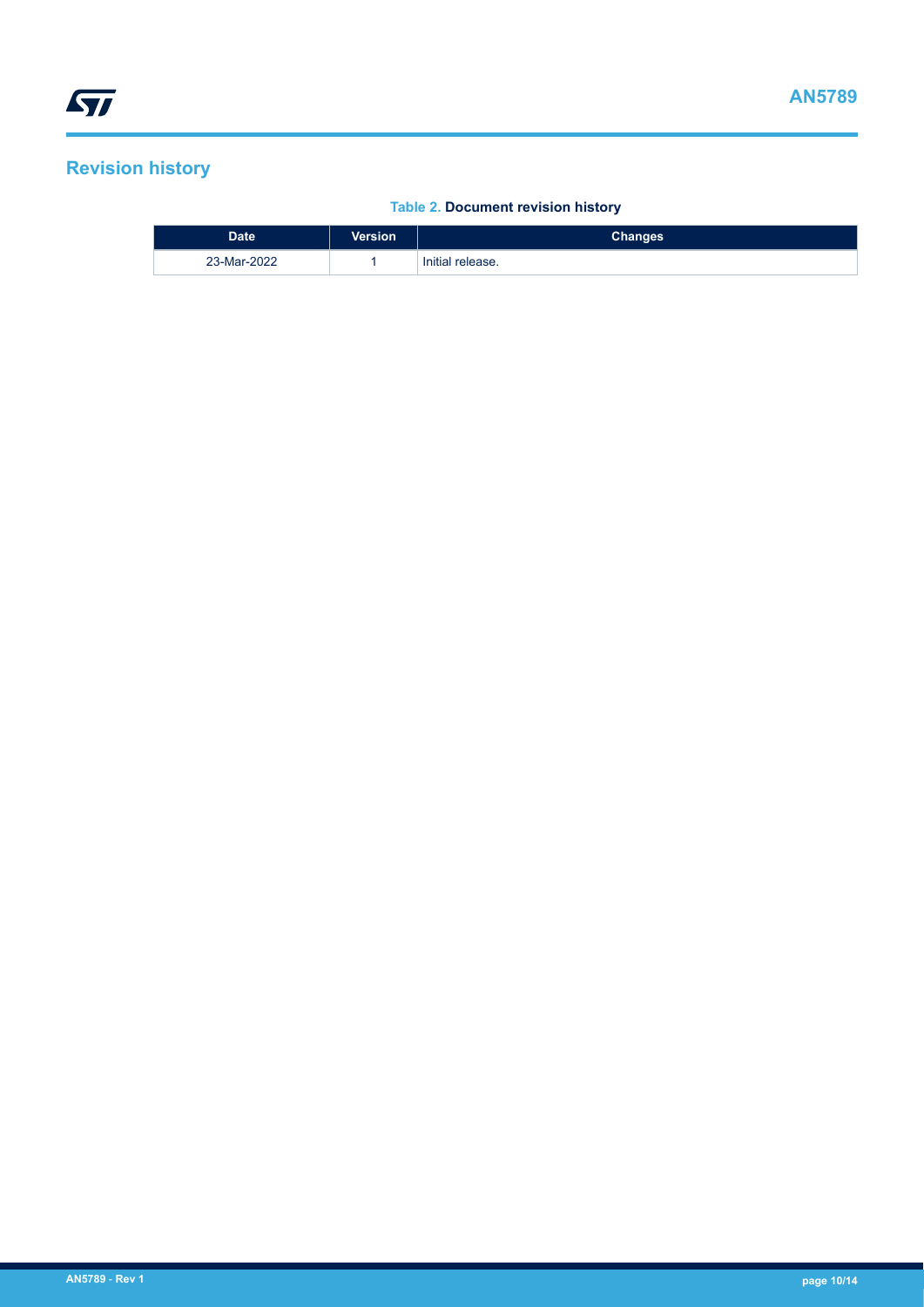## Revision history

**Table 2. Document revision history**

| Date | Version | Changes |
| --- | --- | --- |
| 23-Mar-2022 | 1 | Initial release. |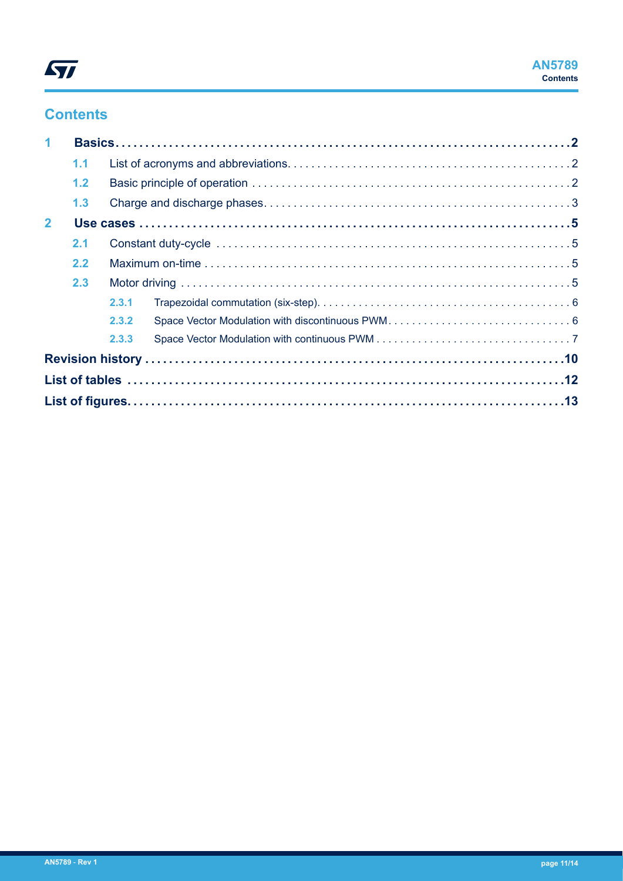## Contents

**1 Basics . . . . . . . . . . . . . . . . . . . . . . . . . . . . . . . . . . . . . . . . . . . . . . . . . . . . . . . . . . 2**

1.1 List of acronyms and abbreviations . . . . . . . . . . . . . . . . . . . . . . . . . . . . . . . . . . . . . 2

1.2 Basic principle of operation . . . . . . . . . . . . . . . . . . . . . . . . . . . . . . . . . . . . . . . . . . 2

1.3 Charge and discharge phases . . . . . . . . . . . . . . . . . . . . . . . . . . . . . . . . . . . . . . . . 3

**2 Use cases . . . . . . . . . . . . . . . . . . . . . . . . . . . . . . . . . . . . . . . . . . . . . . . . . . . . . . . 5**

2.1 Constant duty-cycle . . . . . . . . . . . . . . . . . . . . . . . . . . . . . . . . . . . . . . . . . . . . . . . 5

2.2 Maximum on-time . . . . . . . . . . . . . . . . . . . . . . . . . . . . . . . . . . . . . . . . . . . . . . . . . 5

2.3 Motor driving . . . . . . . . . . . . . . . . . . . . . . . . . . . . . . . . . . . . . . . . . . . . . . . . . . . . 5

2.3.1 Trapezoidal commutation (six-step) . . . . . . . . . . . . . . . . . . . . . . . . . . . . . . . . . . 6

2.3.2 Space Vector Modulation with discontinuous PWM . . . . . . . . . . . . . . . . . . . . . . . 6

2.3.3 Space Vector Modulation with continuous PWM . . . . . . . . . . . . . . . . . . . . . . . . . 7

**Revision history . . . . . . . . . . . . . . . . . . . . . . . . . . . . . . . . . . . . . . . . . . . . . . . . . . . . 10**

**List of tables . . . . . . . . . . . . . . . . . . . . . . . . . . . . . . . . . . . . . . . . . . . . . . . . . . . . . 12**

**List of figures . . . . . . . . . . . . . . . . . . . . . . . . . . . . . . . . . . . . . . . . . . . . . . . . . . . . . 13**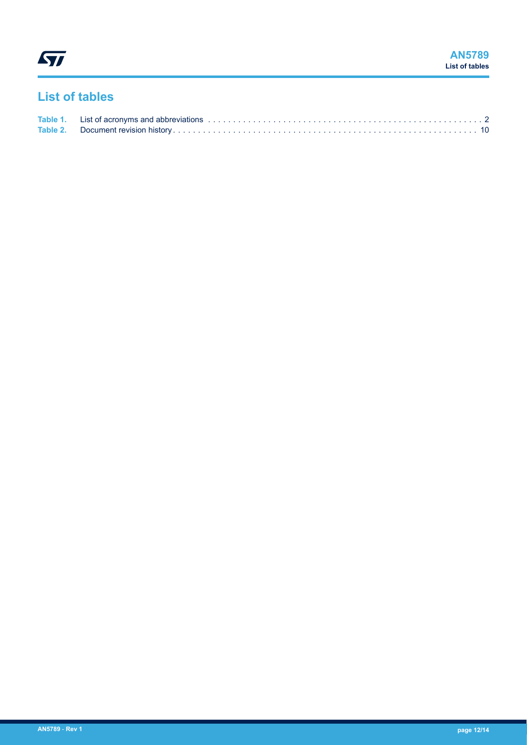## List of tables

Table 1. List of acronyms and abbreviations . . . . . . . . . . . . . . . . . . . . . . . . . . . . . . . . . . . . . . . . . . . . . . . . . . . . . . 2
Table 2. Document revision history . . . . . . . . . . . . . . . . . . . . . . . . . . . . . . . . . . . . . . . . . . . . . . . . . . . . . . . . . . . . 10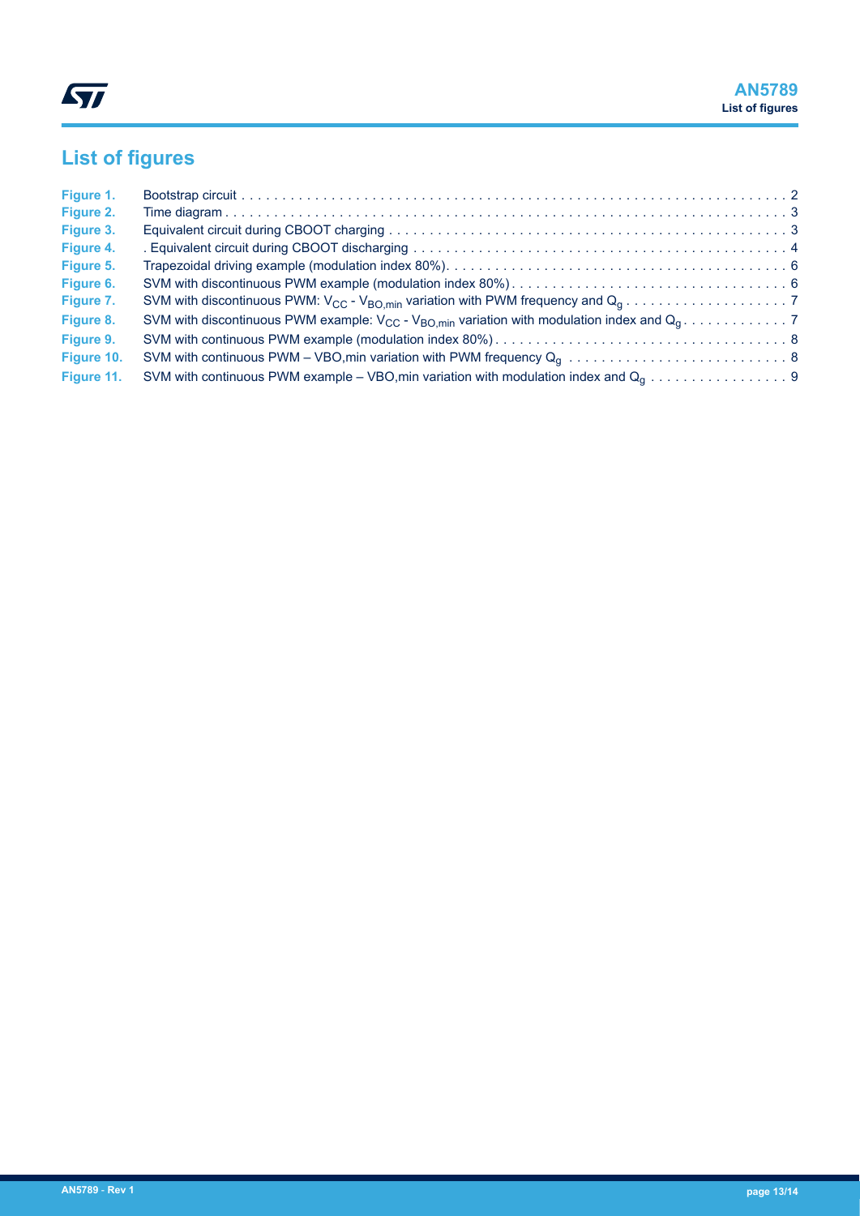# List of figures

| | | |
|---|---|---|
| Figure 1. | Bootstrap circuit | 2 |
| Figure 2. | Time diagram | 3 |
| Figure 3. | Equivalent circuit during CBOOT charging | 3 |
| Figure 4. | . Equivalent circuit during CBOOT discharging | 4 |
| Figure 5. | Trapezoidal driving example (modulation index 80%) | 6 |
| Figure 6. | SVM with discontinuous PWM example (modulation index 80%) | 6 |
| Figure 7. | SVM with discontinuous PWM: $V_{CC}$ - $V_{BO,min}$ variation with PWM frequency and $Q_g$ | 7 |
| Figure 8. | SVM with discontinuous PWM example: $V_{CC}$ - $V_{BO,min}$ variation with modulation index and $Q_g$ | 7 |
| Figure 9. | SVM with continuous PWM example (modulation index 80%) | 8 |
| Figure 10. | SVM with continuous PWM – VBO,min variation with PWM frequency $Q_g$ | 8 |
| Figure 11. | SVM with continuous PWM example – VBO,min variation with modulation index and $Q_g$ | 9 |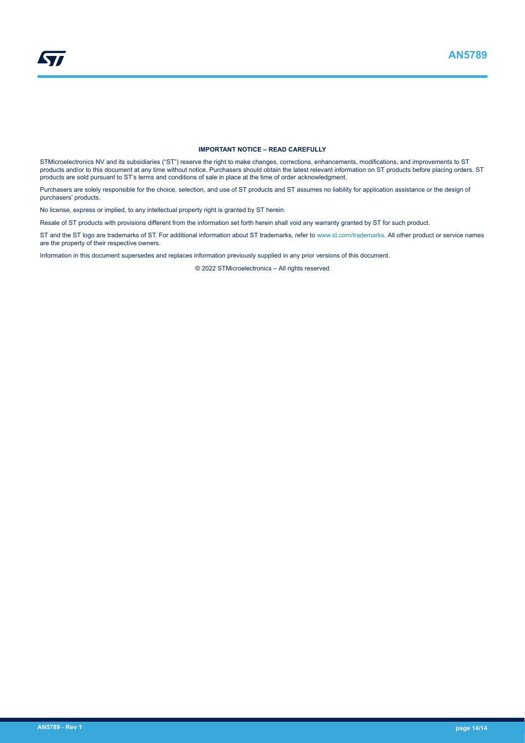**IMPORTANT NOTICE – READ CAREFULLY**

STMicroelectronics NV and its subsidiaries ("ST") reserve the right to make changes, corrections, enhancements, modifications, and improvements to ST products and/or to this document at any time without notice. Purchasers should obtain the latest relevant information on ST products before placing orders. ST products are sold pursuant to ST's terms and conditions of sale in place at the time of order acknowledgment.

Purchasers are solely responsible for the choice, selection, and use of ST products and ST assumes no liability for application assistance or the design of purchasers' products.

No license, express or implied, to any intellectual property right is granted by ST herein.

Resale of ST products with provisions different from the information set forth herein shall void any warranty granted by ST for such product.

ST and the ST logo are trademarks of ST. For additional information about ST trademarks, refer to www.st.com/trademarks. All other product or service names are the property of their respective owners.

Information in this document supersedes and replaces information previously supplied in any prior versions of this document.

© 2022 STMicroelectronics – All rights reserved